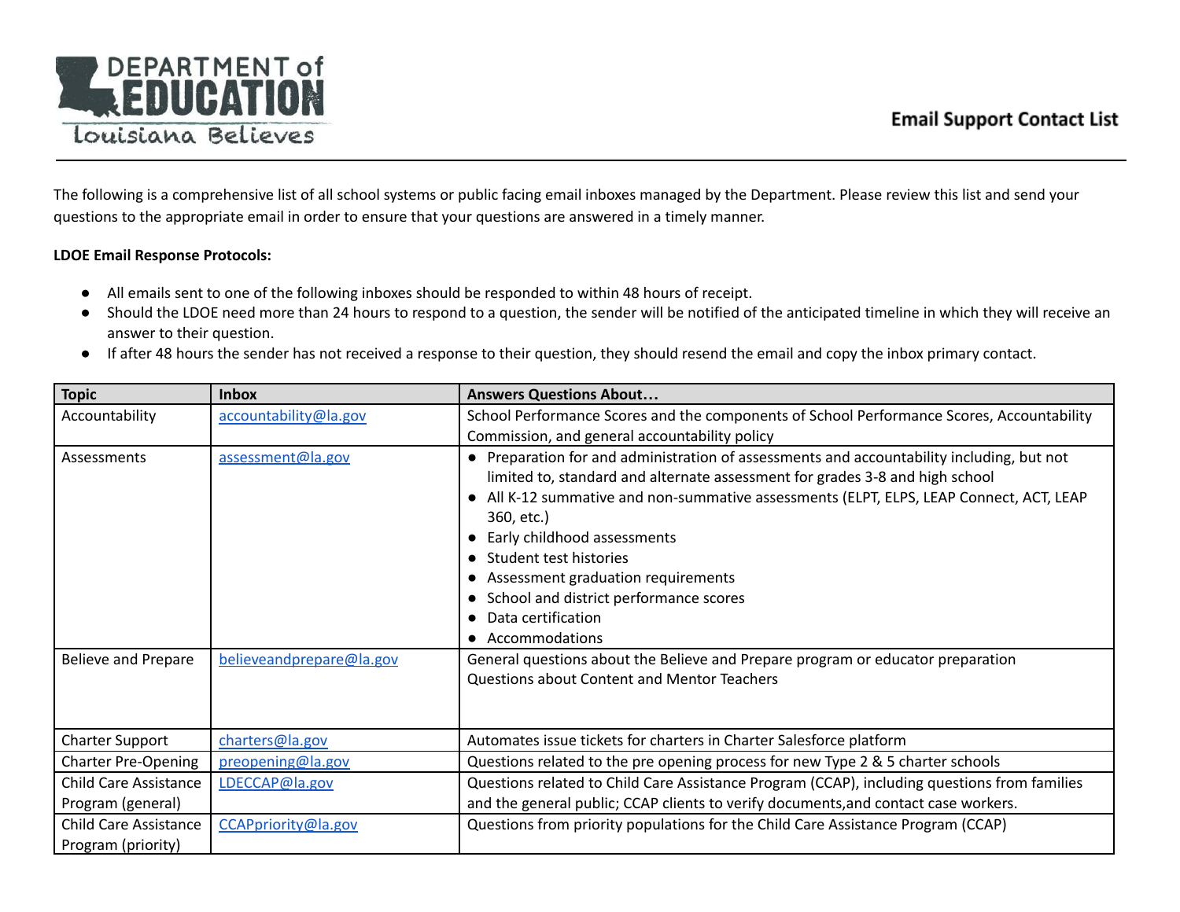# Email Support Contact List

The following is a comprehensive list of all school systems or public facing email inboxes managed by the Department. Please review this list and send your questions to the appropriate email in order to ensure that your questions are answered in a timely manner.

**LDOE Email Response Protocols:**

- All emails sent to one of the following inboxes should be responded to within 48 hours of receipt.
- Should the LDOE need more than 24 hours to respond to a question, the sender will be notified of the anticipated timeline in which they will receive an answer to their question.
- If after 48 hours the sender has not received a response to their question, they should resend the email and copy the inbox primary contact.

| Topic | Inbox | Answers Questions About… |
|---|---|---|
| Accountability | accountability@la.gov | School Performance Scores and the components of School Performance Scores, Accountability Commission, and general accountability policy |
| Assessments | assessment@la.gov | • Preparation for and administration of assessments and accountability including, but not limited to, standard and alternate assessment for grades 3-8 and high school<br>• All K-12 summative and non-summative assessments (ELPT, ELPS, LEAP Connect, ACT, LEAP 360, etc.)<br>• Early childhood assessments<br>• Student test histories<br>• Assessment graduation requirements<br>• School and district performance scores<br>• Data certification<br>• Accommodations |
| Believe and Prepare | believeandprepare@la.gov | General questions about the Believe and Prepare program or educator preparation<br>Questions about Content and Mentor Teachers |
| Charter Support | charters@la.gov | Automates issue tickets for charters in Charter Salesforce platform |
| Charter Pre-Opening | preopening@la.gov | Questions related to the pre opening process for new Type 2 & 5 charter schools |
| Child Care Assistance Program (general) | LDECCAP@la.gov | Questions related to Child Care Assistance Program (CCAP), including questions from families and the general public; CCAP clients to verify documents,and contact case workers. |
| Child Care Assistance Program (priority) | CCAPpriority@la.gov | Questions from priority populations for the Child Care Assistance Program (CCAP) |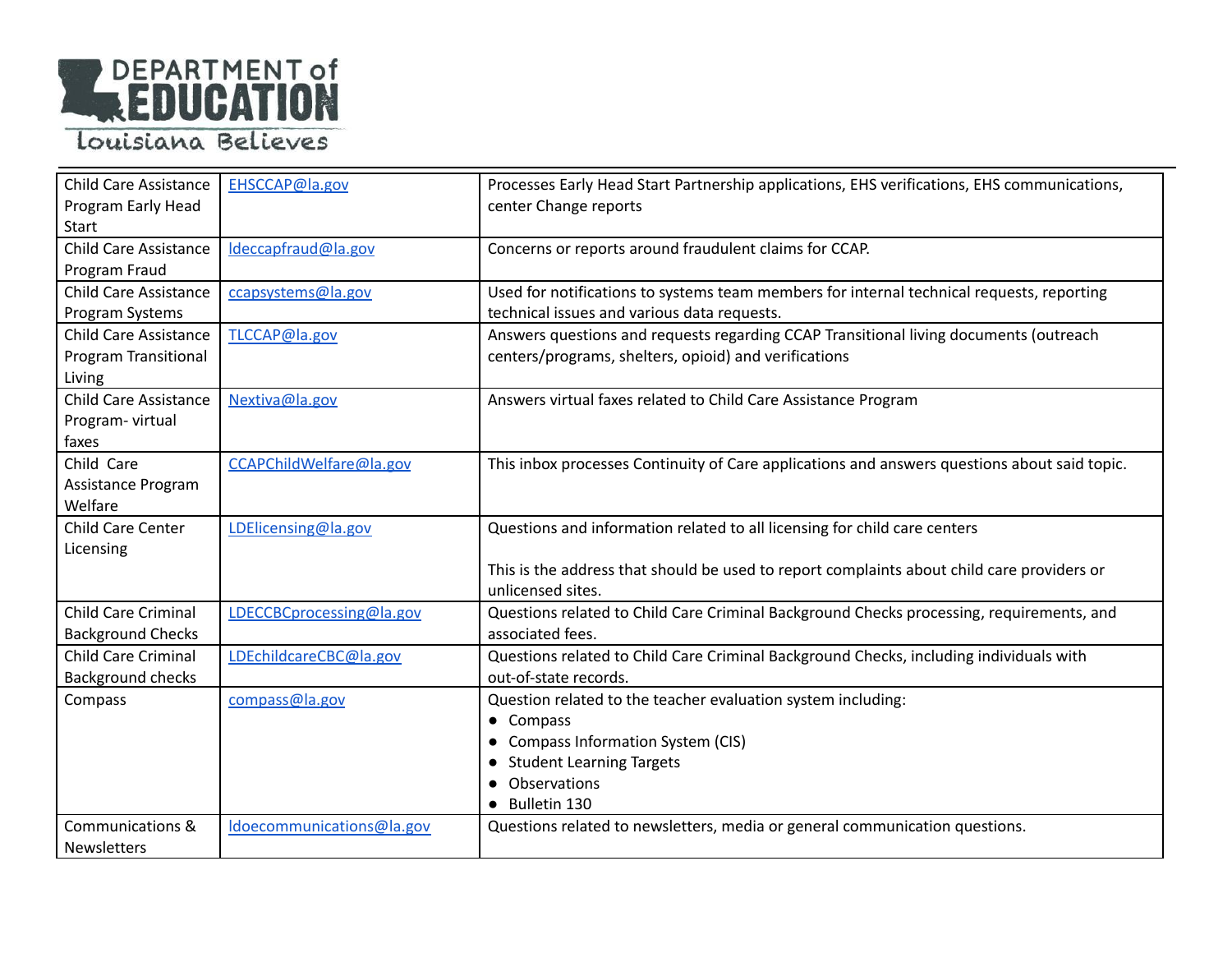| Child Care Assistance Program Early Head Start | EHSCCAP@la.gov | Processes Early Head Start Partnership applications, EHS verifications, EHS communications, center Change reports |
|---|---|---|
| Child Care Assistance Program Fraud | ldeccapfraud@la.gov | Concerns or reports around fraudulent claims for CCAP. |
| Child Care Assistance Program Systems | ccapsystems@la.gov | Used for notifications to systems team members for internal technical requests, reporting technical issues and various data requests. |
| Child Care Assistance Program Transitional Living | TLCCAP@la.gov | Answers questions and requests regarding CCAP Transitional living documents (outreach centers/programs, shelters, opioid) and verifications |
| Child Care Assistance Program- virtual faxes | Nextiva@la.gov | Answers virtual faxes related to Child Care Assistance Program |
| Child Care Assistance Program Welfare | CCAPChildWelfare@la.gov | This inbox processes Continuity of Care applications and answers questions about said topic. |
| Child Care Center Licensing | LDElicensing@la.gov | Questions and information related to all licensing for child care centers<br><br>This is the address that should be used to report complaints about child care providers or unlicensed sites. |
| Child Care Criminal Background Checks | LDECCBCprocessing@la.gov | Questions related to Child Care Criminal Background Checks processing, requirements, and associated fees. |
| Child Care Criminal Background checks | LDEchildcareCBC@la.gov | Questions related to Child Care Criminal Background Checks, including individuals with out-of-state records. |
| Compass | compass@la.gov | Question related to the teacher evaluation system including:<br>● Compass<br>● Compass Information System (CIS)<br>● Student Learning Targets<br>● Observations<br>● Bulletin 130 |
| Communications & Newsletters | ldoecommunications@la.gov | Questions related to newsletters, media or general communication questions. |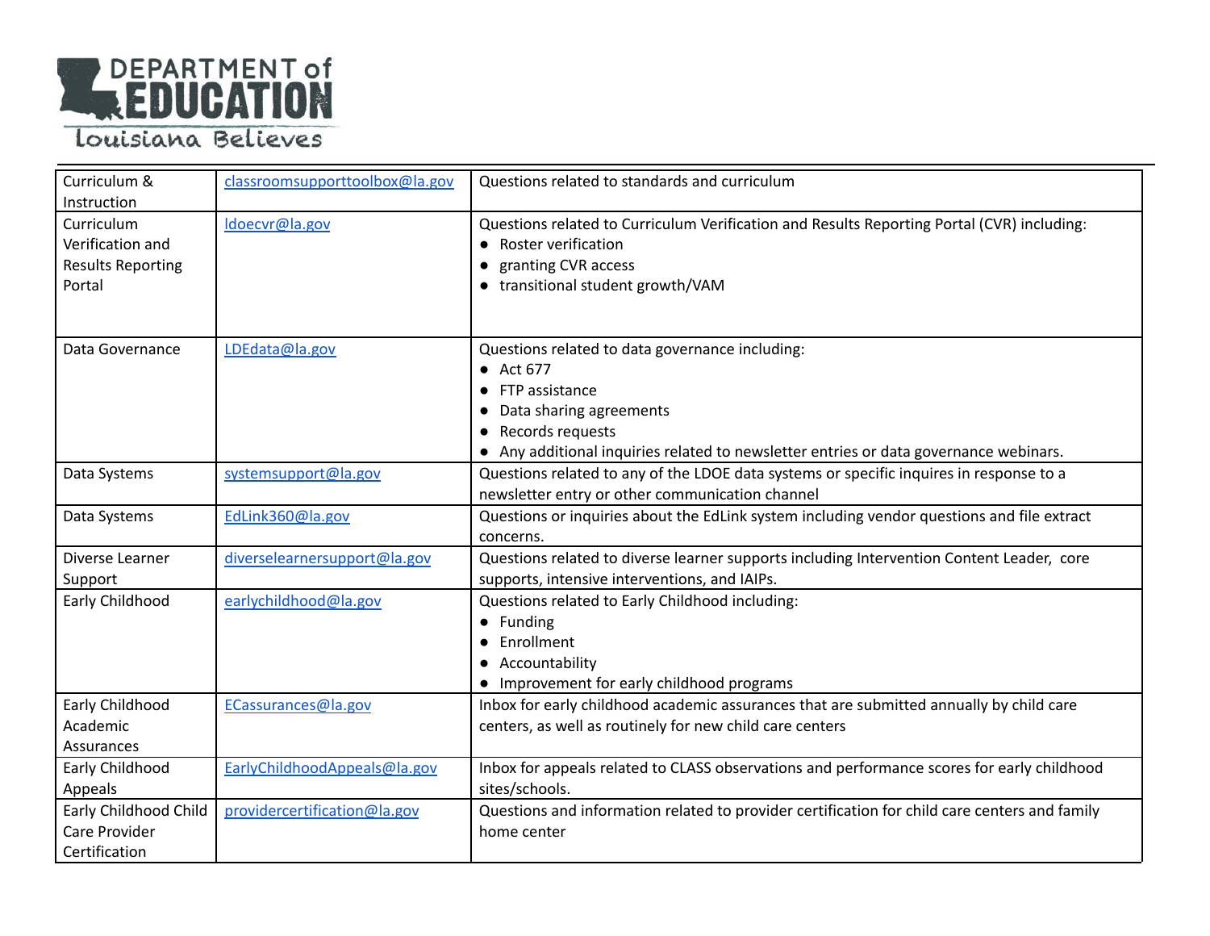| Curriculum & Instruction | classroomsupporttoolbox@la.gov | Questions related to standards and curriculum |
|---|---|---|
| Curriculum Verification and Results Reporting Portal | ldoecvr@la.gov | Questions related to Curriculum Verification and Results Reporting Portal (CVR) including:<br>● Roster verification<br>● granting CVR access<br>● transitional student growth/VAM |
| Data Governance | LDEdata@la.gov | Questions related to data governance including:<br>● Act 677<br>● FTP assistance<br>● Data sharing agreements<br>● Records requests<br>● Any additional inquiries related to newsletter entries or data governance webinars. |
| Data Systems | systemsupport@la.gov | Questions related to any of the LDOE data systems or specific inquires in response to a newsletter entry or other communication channel |
| Data Systems | EdLink360@la.gov | Questions or inquiries about the EdLink system including vendor questions and file extract concerns. |
| Diverse Learner Support | diverselearnersupport@la.gov | Questions related to diverse learner supports including Intervention Content Leader, core supports, intensive interventions, and IAIPs. |
| Early Childhood | earlychildhood@la.gov | Questions related to Early Childhood including:<br>● Funding<br>● Enrollment<br>● Accountability<br>● Improvement for early childhood programs |
| Early Childhood Academic Assurances | ECassurances@la.gov | Inbox for early childhood academic assurances that are submitted annually by child care centers, as well as routinely for new child care centers |
| Early Childhood Appeals | EarlyChildhoodAppeals@la.gov | Inbox for appeals related to CLASS observations and performance scores for early childhood sites/schools. |
| Early Childhood Child Care Provider Certification | providercertification@la.gov | Questions and information related to provider certification for child care centers and family home center |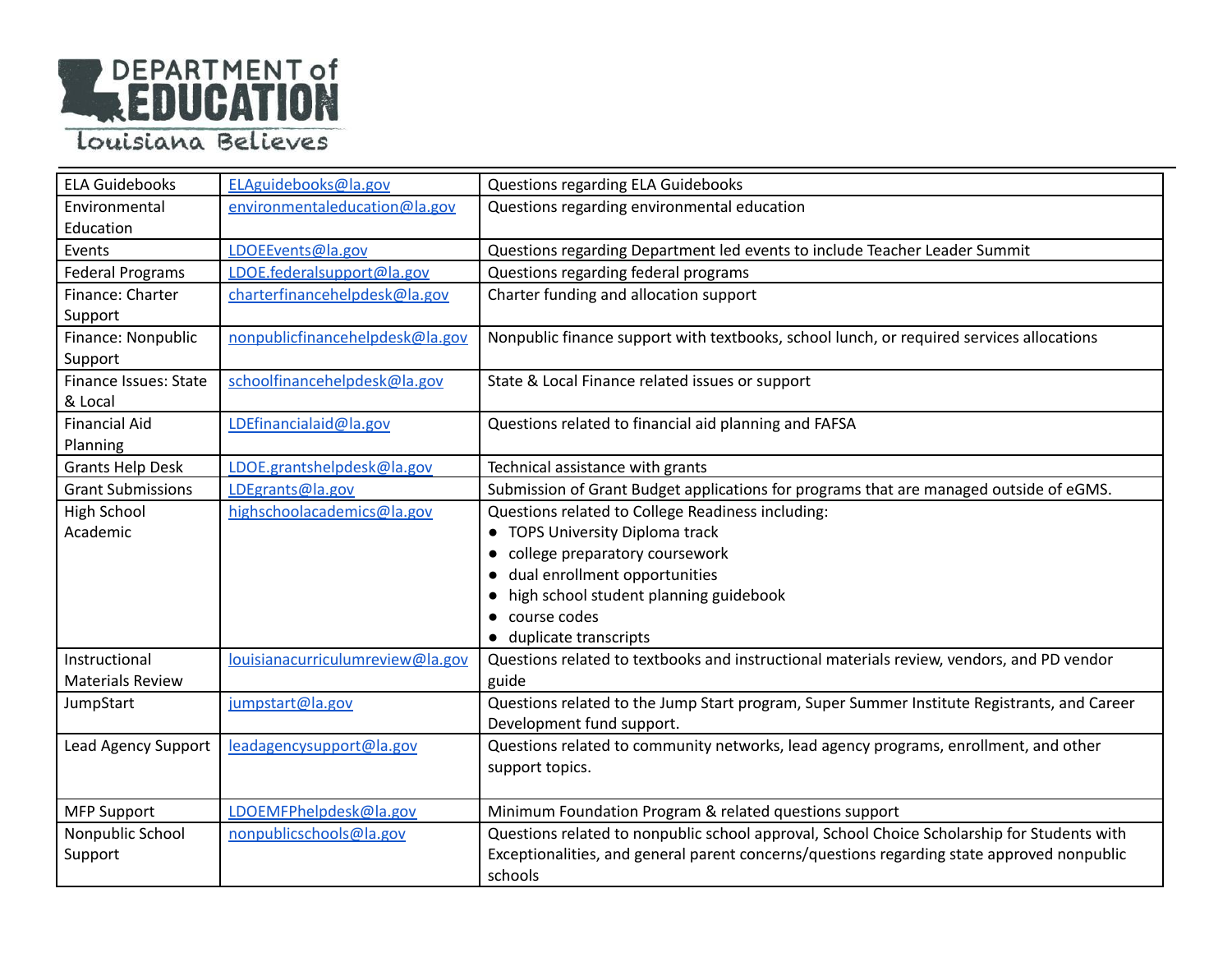| ELA Guidebooks | ELAguidebooks@la.gov | Questions regarding ELA Guidebooks |
|---|---|---|
| Environmental Education | environmentaleducation@la.gov | Questions regarding environmental education |
| Events | LDOEEvents@la.gov | Questions regarding Department led events to include Teacher Leader Summit |
| Federal Programs | LDOE.federalsupport@la.gov | Questions regarding federal programs |
| Finance: Charter Support | charterfinancehelpdesk@la.gov | Charter funding and allocation support |
| Finance: Nonpublic Support | nonpublicfinancehelpdesk@la.gov | Nonpublic finance support with textbooks, school lunch, or required services allocations |
| Finance Issues: State & Local | schoolfinancehelpdesk@la.gov | State & Local Finance related issues or support |
| Financial Aid Planning | LDEfinancialaid@la.gov | Questions related to financial aid planning and FAFSA |
| Grants Help Desk | LDOE.grantshelpdesk@la.gov | Technical assistance with grants |
| Grant Submissions | LDEgrants@la.gov | Submission of Grant Budget applications for programs that are managed outside of eGMS. |
| High School Academic | highschoolacademics@la.gov | Questions related to College Readiness including: <br>• TOPS University Diploma track <br>• college preparatory coursework <br>• dual enrollment opportunities <br>• high school student planning guidebook <br>• course codes <br>• duplicate transcripts |
| Instructional Materials Review | louisianacurriculumreview@la.gov | Questions related to textbooks and instructional materials review, vendors, and PD vendor guide |
| JumpStart | jumpstart@la.gov | Questions related to the Jump Start program, Super Summer Institute Registrants, and Career Development fund support. |
| Lead Agency Support | leadagencysupport@la.gov | Questions related to community networks, lead agency programs, enrollment, and other support topics. |
| MFP Support | LDOEMFPhelpdesk@la.gov | Minimum Foundation Program & related questions support |
| Nonpublic School Support | nonpublicschools@la.gov | Questions related to nonpublic school approval, School Choice Scholarship for Students with Exceptionalities, and general parent concerns/questions regarding state approved nonpublic schools |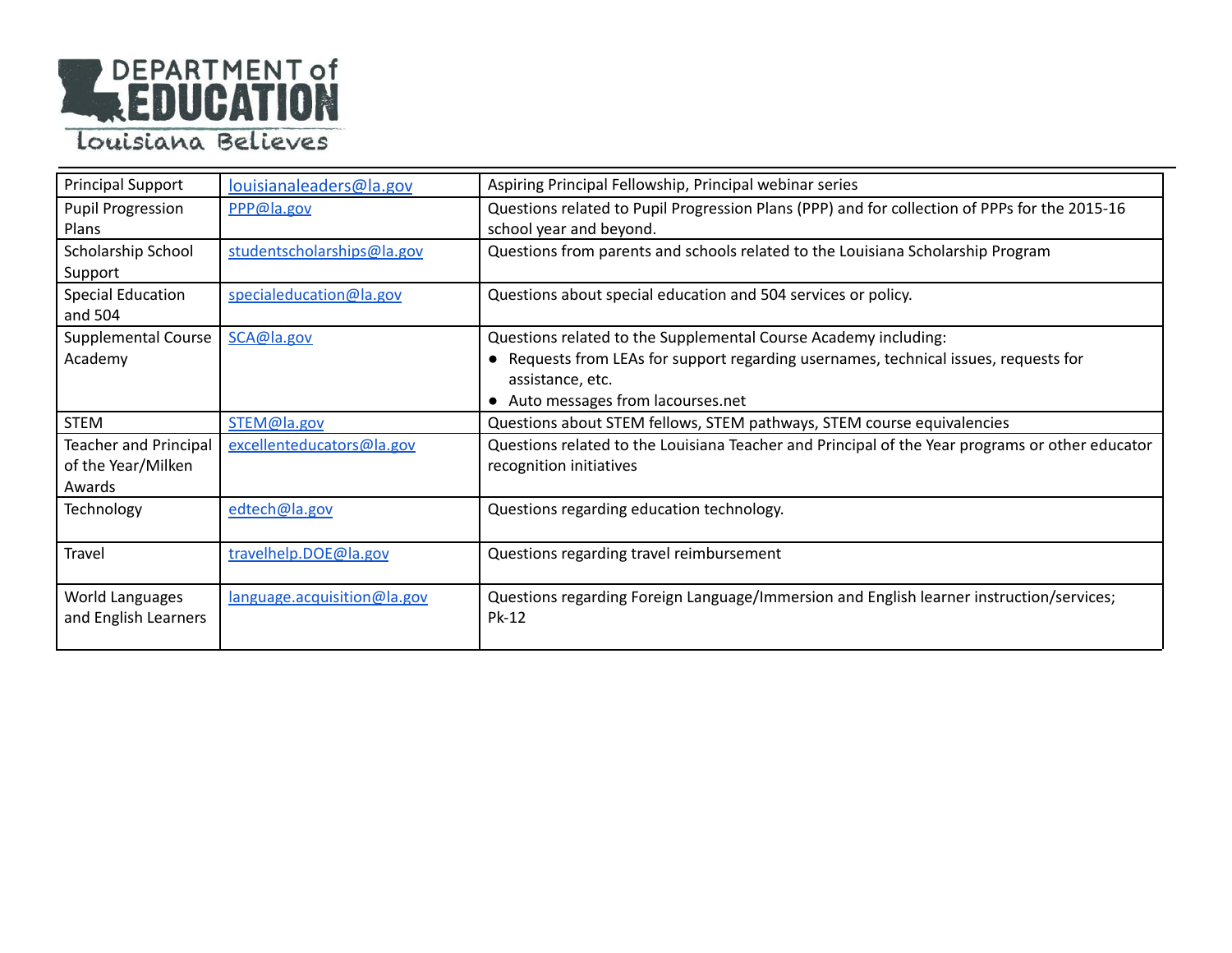| | | |
|---|---|---|
| Principal Support | louisianaleaders@la.gov | Aspiring Principal Fellowship, Principal webinar series |
| Pupil Progression Plans | PPP@la.gov | Questions related to Pupil Progression Plans (PPP) and for collection of PPPs for the 2015-16 school year and beyond. |
| Scholarship School Support | studentscholarships@la.gov | Questions from parents and schools related to the Louisiana Scholarship Program |
| Special Education and 504 | specialeducation@la.gov | Questions about special education and 504 services or policy. |
| Supplemental Course Academy | SCA@la.gov | Questions related to the Supplemental Course Academy including:<br>● Requests from LEAs for support regarding usernames, technical issues, requests for assistance, etc.<br>● Auto messages from lacourses.net |
| STEM | STEM@la.gov | Questions about STEM fellows, STEM pathways, STEM course equivalencies |
| Teacher and Principal of the Year/Milken Awards | excellenteducators@la.gov | Questions related to the Louisiana Teacher and Principal of the Year programs or other educator recognition initiatives |
| Technology | edtech@la.gov | Questions regarding education technology. |
| Travel | travelhelp.DOE@la.gov | Questions regarding travel reimbursement |
| World Languages and English Learners | language.acquisition@la.gov | Questions regarding Foreign Language/Immersion and English learner instruction/services; Pk-12 |